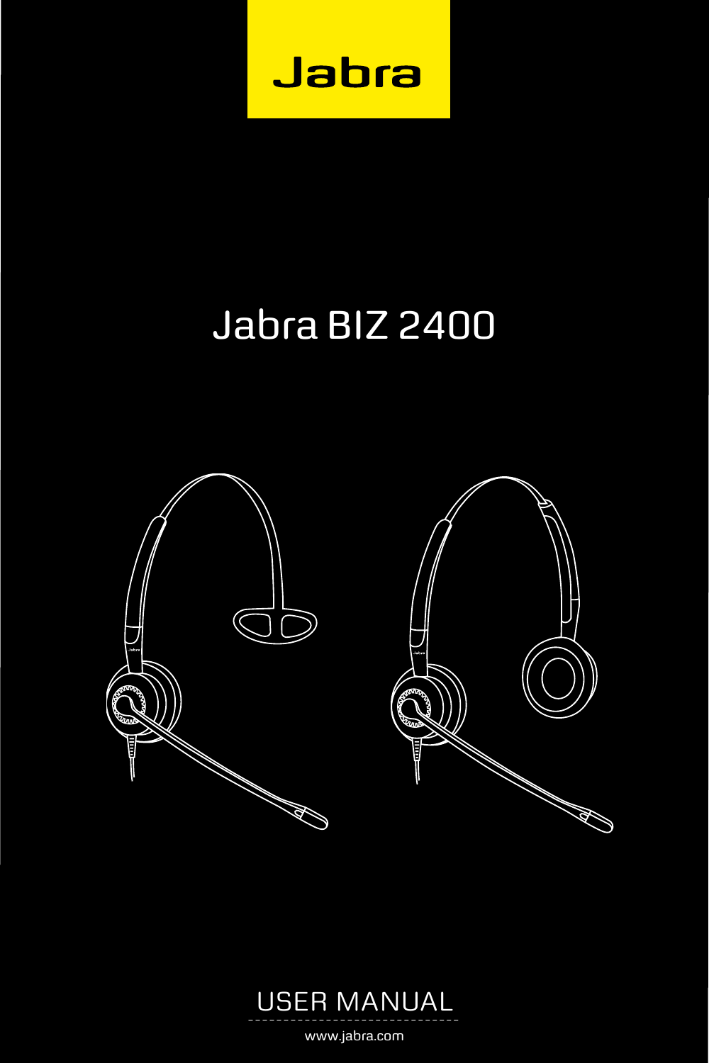Jabra

# Jabra BIZ 2400

USER MANUAL

www.jabra.com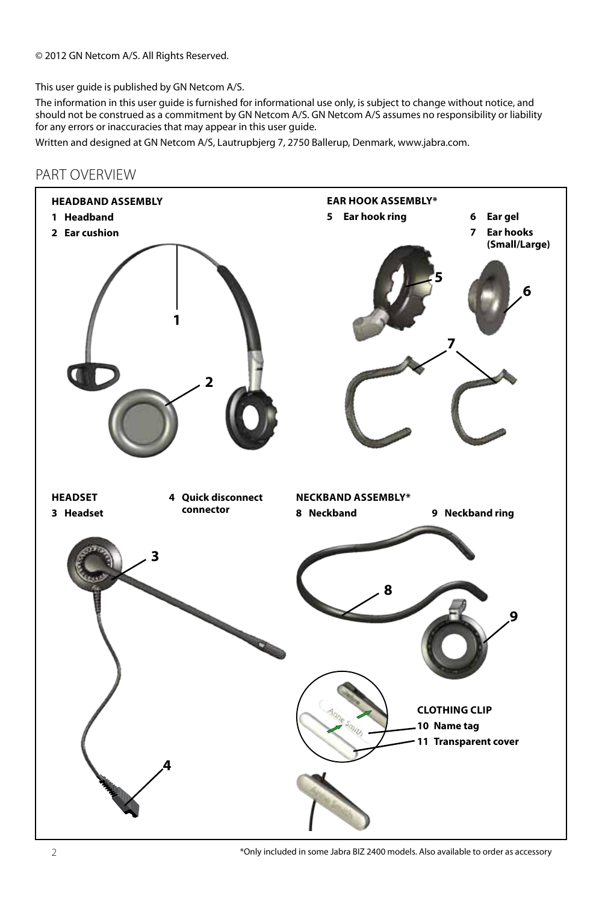© 2012 GN Netcom A/S. All Rights Reserved.

This user guide is published by GN Netcom A/S.

The information in this user guide is furnished for informational use only, is subject to change without notice, and should not be construed as a commitment by GN Netcom A/S. GN Netcom A/S assumes no responsibility or liability for any errors or inaccuracies that may appear in this user guide.

Written and designed at GN Netcom A/S, Lautrupbjerg 7, 2750 Ballerup, Denmark, www.jabra.com.

## PART OVERVIEW

**HEADBAND ASSEMBLY**

1. **Headband**
2. **Ear cushion**

**EAR HOOK ASSEMBLY***

5. **Ear hook ring**
6. **Ear gel**
7. **Ear hooks (Small/Large)**

**HEADSET**

3. **Headset**
4. **Quick disconnect connector**

**NECKBAND ASSEMBLY***

8. **Neckband**
9. **Neckband ring**

**CLOTHING CLIP**

10. **Name tag**
11. **Transparent cover**

*Only included in some Jabra BIZ 2400 models. Also available to order as accessory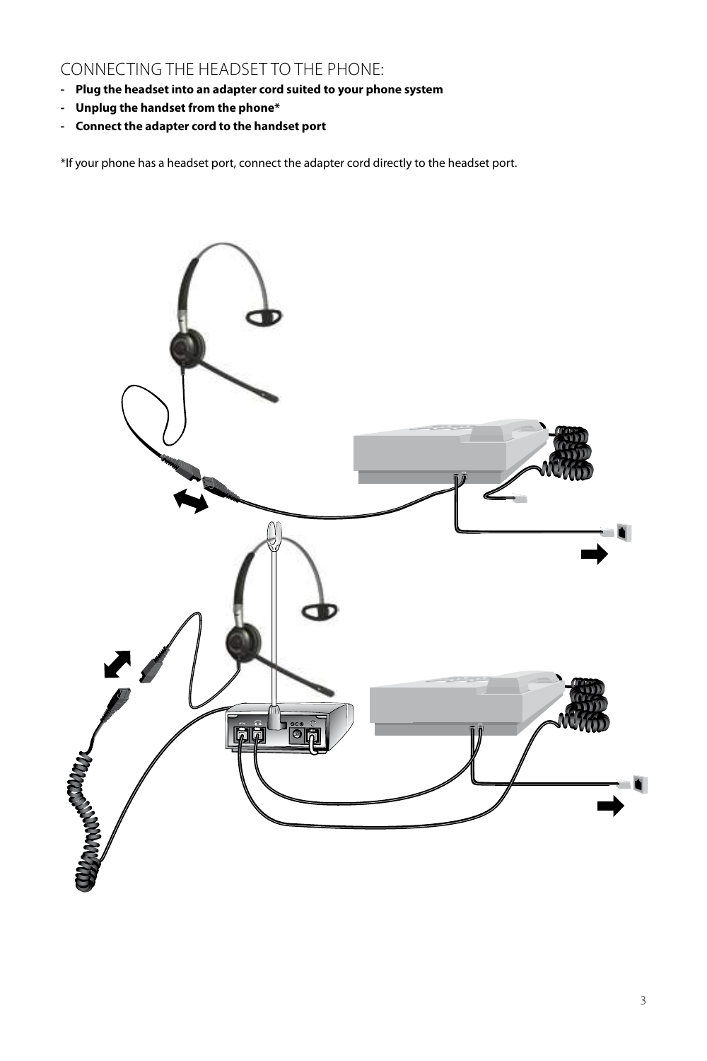## CONNECTING THE HEADSET TO THE PHONE:

- **Plug the headset into an adapter cord suited to your phone system**
- **Unplug the handset from the phone***
- **Connect the adapter cord to the handset port**

*If your phone has a headset port, connect the adapter cord directly to the headset port.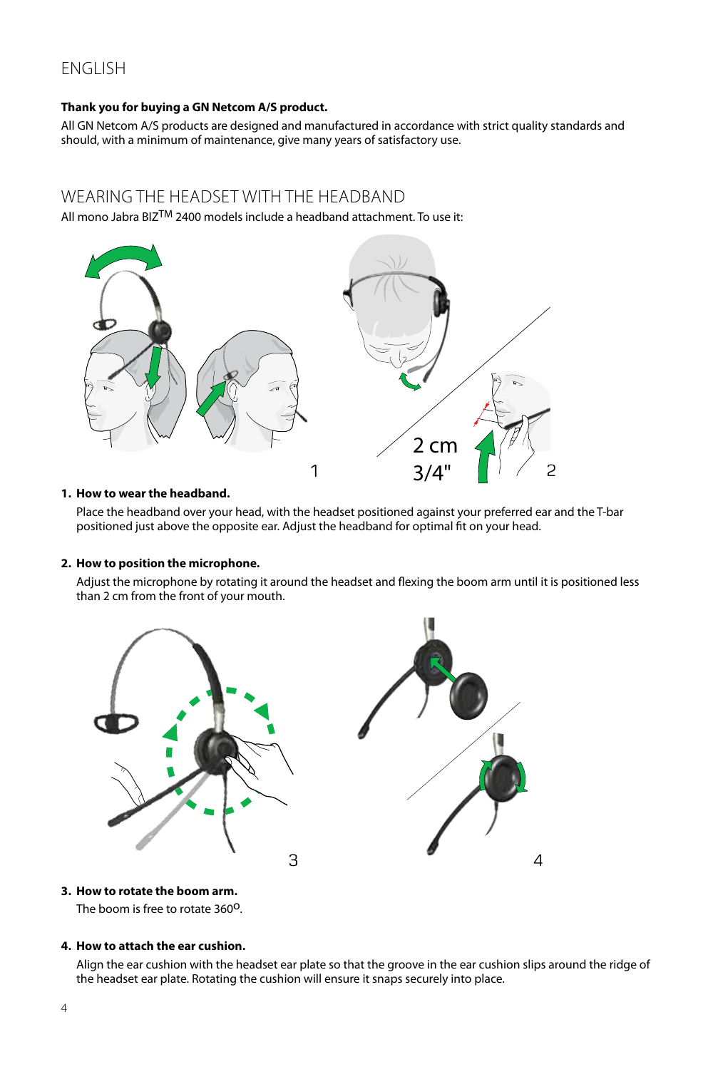# ENGLISH

**Thank you for buying a GN Netcom A/S product.**

All GN Netcom A/S products are designed and manufactured in accordance with strict quality standards and should, with a minimum of maintenance, give many years of satisfactory use.

## WEARING THE HEADSET WITH THE HEADBAND

All mono Jabra BIZ™ 2400 models include a headband attachment. To use it:

1. **How to wear the headband.**

   Place the headband over your head, with the headset positioned against your preferred ear and the T-bar positioned just above the opposite ear. Adjust the headband for optimal fit on your head.

2. **How to position the microphone.**

   Adjust the microphone by rotating it around the headset and flexing the boom arm until it is positioned less than 2 cm from the front of your mouth.

3. **How to rotate the boom arm.**

   The boom is free to rotate 360°.

4. **How to attach the ear cushion.**

   Align the ear cushion with the headset ear plate so that the groove in the ear cushion slips around the ridge of the headset ear plate. Rotating the cushion will ensure it snaps securely into place.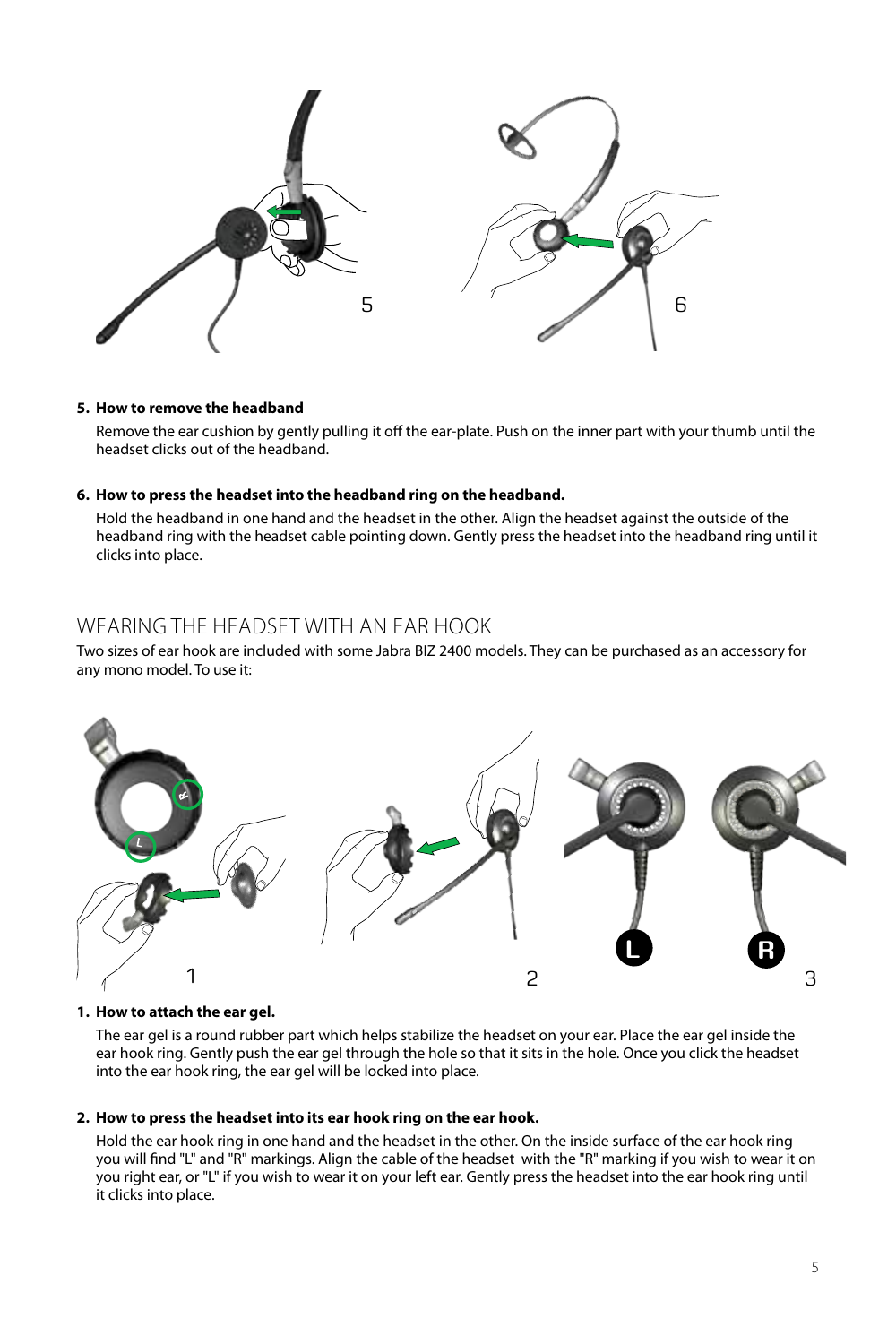**5. How to remove the headband**

Remove the ear cushion by gently pulling it off the ear-plate. Push on the inner part with your thumb until the headset clicks out of the headband.

**6. How to press the headset into the headband ring on the headband.**

Hold the headband in one hand and the headset in the other. Align the headset against the outside of the headband ring with the headset cable pointing down. Gently press the headset into the headband ring until it clicks into place.

## WEARING THE HEADSET WITH AN EAR HOOK

Two sizes of ear hook are included with some Jabra BIZ 2400 models. They can be purchased as an accessory for any mono model. To use it:

**1. How to attach the ear gel.**

The ear gel is a round rubber part which helps stabilize the headset on your ear. Place the ear gel inside the ear hook ring. Gently push the ear gel through the hole so that it sits in the hole. Once you click the headset into the ear hook ring, the ear gel will be locked into place.

**2. How to press the headset into its ear hook ring on the ear hook.**

Hold the ear hook ring in one hand and the headset in the other. On the inside surface of the ear hook ring you will find "L" and "R" markings. Align the cable of the headset with the "R" marking if you wish to wear it on you right ear, or "L" if you wish to wear it on your left ear. Gently press the headset into the ear hook ring until it clicks into place.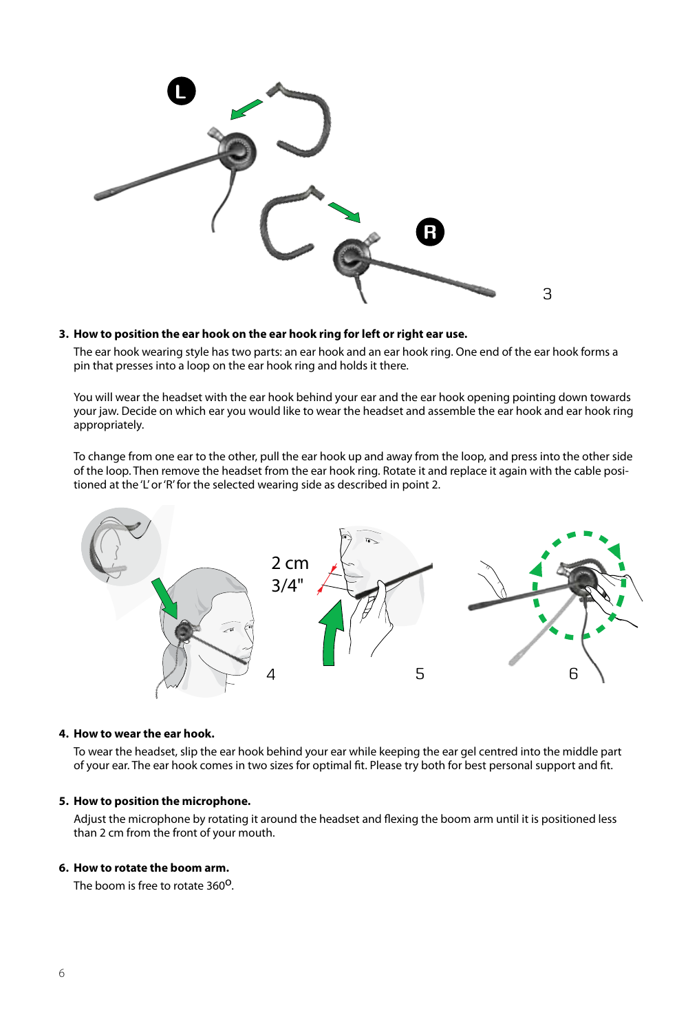3. **How to position the ear hook on the ear hook ring for left or right ear use.**

   The ear hook wearing style has two parts: an ear hook and an ear hook ring. One end of the ear hook forms a pin that presses into a loop on the ear hook ring and holds it there.

   You will wear the headset with the ear hook behind your ear and the ear hook opening pointing down towards your jaw. Decide on which ear you would like to wear the headset and assemble the ear hook and ear hook ring appropriately.

   To change from one ear to the other, pull the ear hook up and away from the loop, and press into the other side of the loop. Then remove the headset from the ear hook ring. Rotate it and replace it again with the cable positioned at the 'L' or 'R' for the selected wearing side as described in point 2.

4. **How to wear the ear hook.**

   To wear the headset, slip the ear hook behind your ear while keeping the ear gel centred into the middle part of your ear. The ear hook comes in two sizes for optimal fit. Please try both for best personal support and fit.

5. **How to position the microphone.**

   Adjust the microphone by rotating it around the headset and flexing the boom arm until it is positioned less than 2 cm from the front of your mouth.

6. **How to rotate the boom arm.**

   The boom is free to rotate 360$^{\circ}$.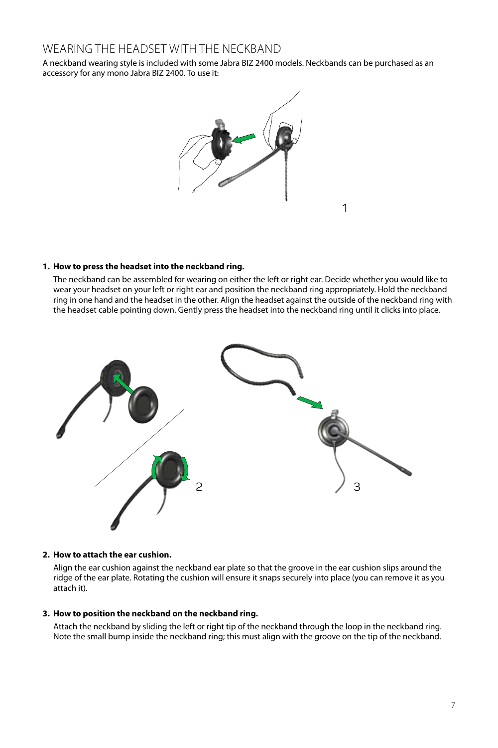## WEARING THE HEADSET WITH THE NECKBAND

A neckband wearing style is included with some Jabra BIZ 2400 models. Neckbands can be purchased as an accessory for any mono Jabra BIZ 2400. To use it:

1. **How to press the headset into the neckband ring.**

   The neckband can be assembled for wearing on either the left or right ear. Decide whether you would like to wear your headset on your left or right ear and position the neckband ring appropriately. Hold the neckband ring in one hand and the headset in the other. Align the headset against the outside of the neckband ring with the headset cable pointing down. Gently press the headset into the neckband ring until it clicks into place.

2. **How to attach the ear cushion.**

   Align the ear cushion against the neckband ear plate so that the groove in the ear cushion slips around the ridge of the ear plate. Rotating the cushion will ensure it snaps securely into place (you can remove it as you attach it).

3. **How to position the neckband on the neckband ring.**

   Attach the neckband by sliding the left or right tip of the neckband through the loop in the neckband ring. Note the small bump inside the neckband ring; this must align with the groove on the tip of the neckband.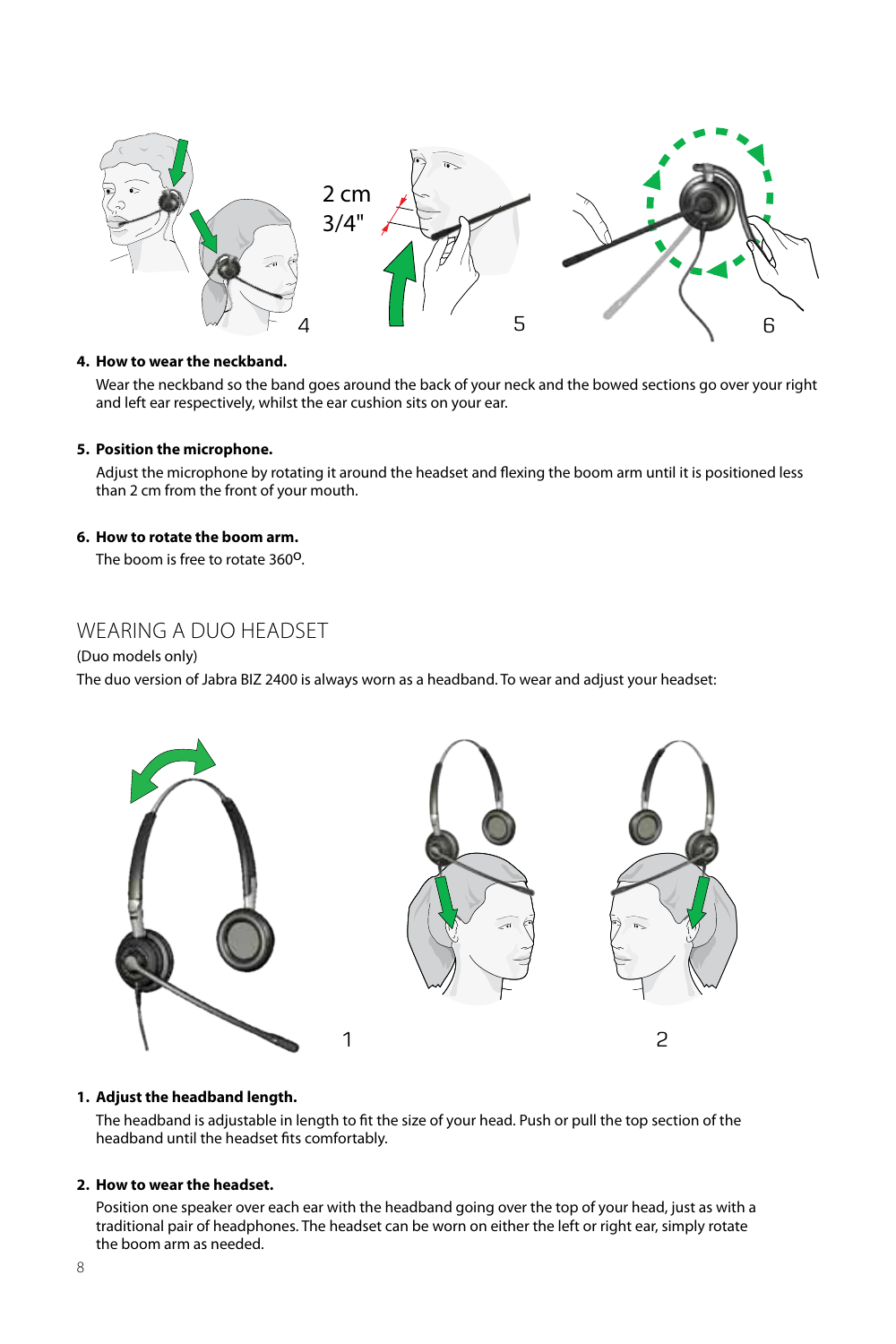2 cm
3/4"

4. **How to wear the neckband.**

   Wear the neckband so the band goes around the back of your neck and the bowed sections go over your right and left ear respectively, whilst the ear cushion sits on your ear.

5. **Position the microphone.**

   Adjust the microphone by rotating it around the headset and flexing the boom arm until it is positioned less than 2 cm from the front of your mouth.

6. **How to rotate the boom arm.**

   The boom is free to rotate 360°.

## WEARING A DUO HEADSET

(Duo models only)

The duo version of Jabra BIZ 2400 is always worn as a headband. To wear and adjust your headset:

1. **Adjust the headband length.**

   The headband is adjustable in length to fit the size of your head. Push or pull the top section of the headband until the headset fits comfortably.

2. **How to wear the headset.**

   Position one speaker over each ear with the headband going over the top of your head, just as with a traditional pair of headphones. The headset can be worn on either the left or right ear, simply rotate the boom arm as needed.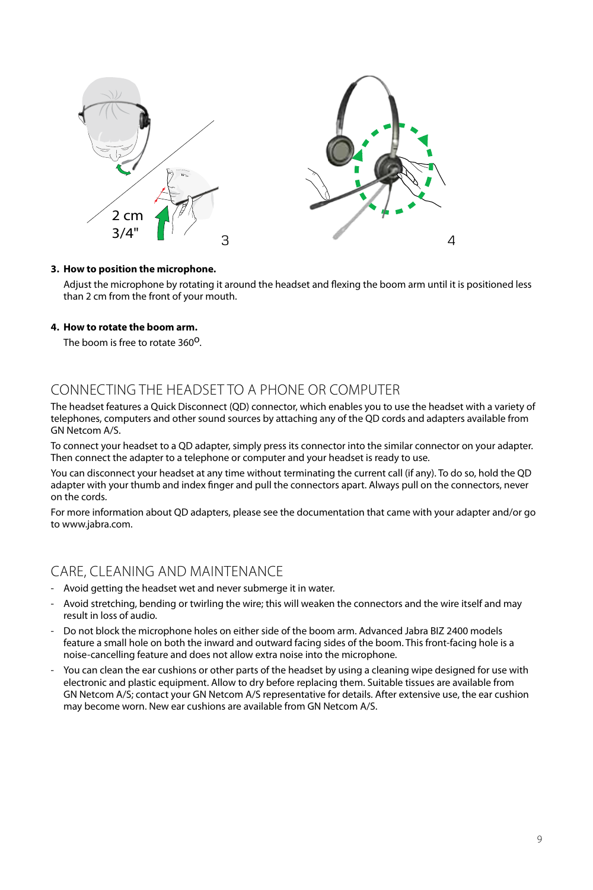**3. How to position the microphone.**

Adjust the microphone by rotating it around the headset and flexing the boom arm until it is positioned less than 2 cm from the front of your mouth.

**4. How to rotate the boom arm.**

The boom is free to rotate 360°.

## CONNECTING THE HEADSET TO A PHONE OR COMPUTER

The headset features a Quick Disconnect (QD) connector, which enables you to use the headset with a variety of telephones, computers and other sound sources by attaching any of the QD cords and adapters available from GN Netcom A/S.

To connect your headset to a QD adapter, simply press its connector into the similar connector on your adapter. Then connect the adapter to a telephone or computer and your headset is ready to use.

You can disconnect your headset at any time without terminating the current call (if any). To do so, hold the QD adapter with your thumb and index finger and pull the connectors apart. Always pull on the connectors, never on the cords.

For more information about QD adapters, please see the documentation that came with your adapter and/or go to www.jabra.com.

## CARE, CLEANING AND MAINTENANCE

- Avoid getting the headset wet and never submerge it in water.
- Avoid stretching, bending or twirling the wire; this will weaken the connectors and the wire itself and may result in loss of audio.
- Do not block the microphone holes on either side of the boom arm. Advanced Jabra BIZ 2400 models feature a small hole on both the inward and outward facing sides of the boom. This front-facing hole is a noise-cancelling feature and does not allow extra noise into the microphone.
- You can clean the ear cushions or other parts of the headset by using a cleaning wipe designed for use with electronic and plastic equipment. Allow to dry before replacing them. Suitable tissues are available from GN Netcom A/S; contact your GN Netcom A/S representative for details. After extensive use, the ear cushion may become worn. New ear cushions are available from GN Netcom A/S.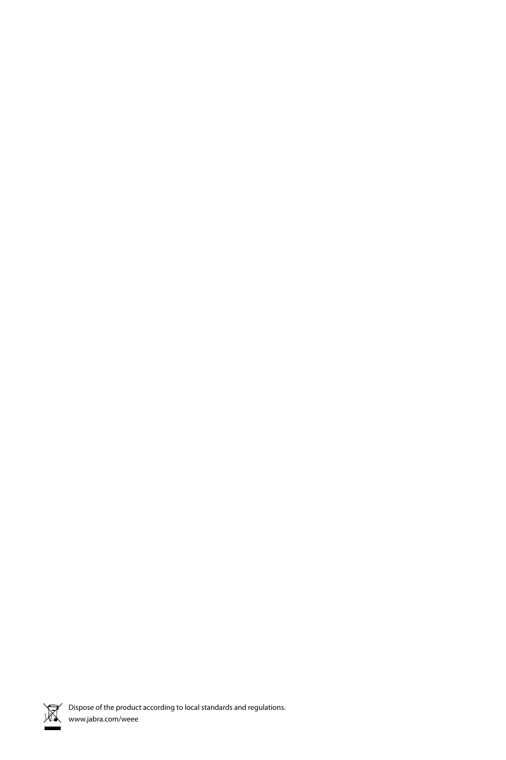Dispose of the product according to local standards and regulations.
www.jabra.com/weee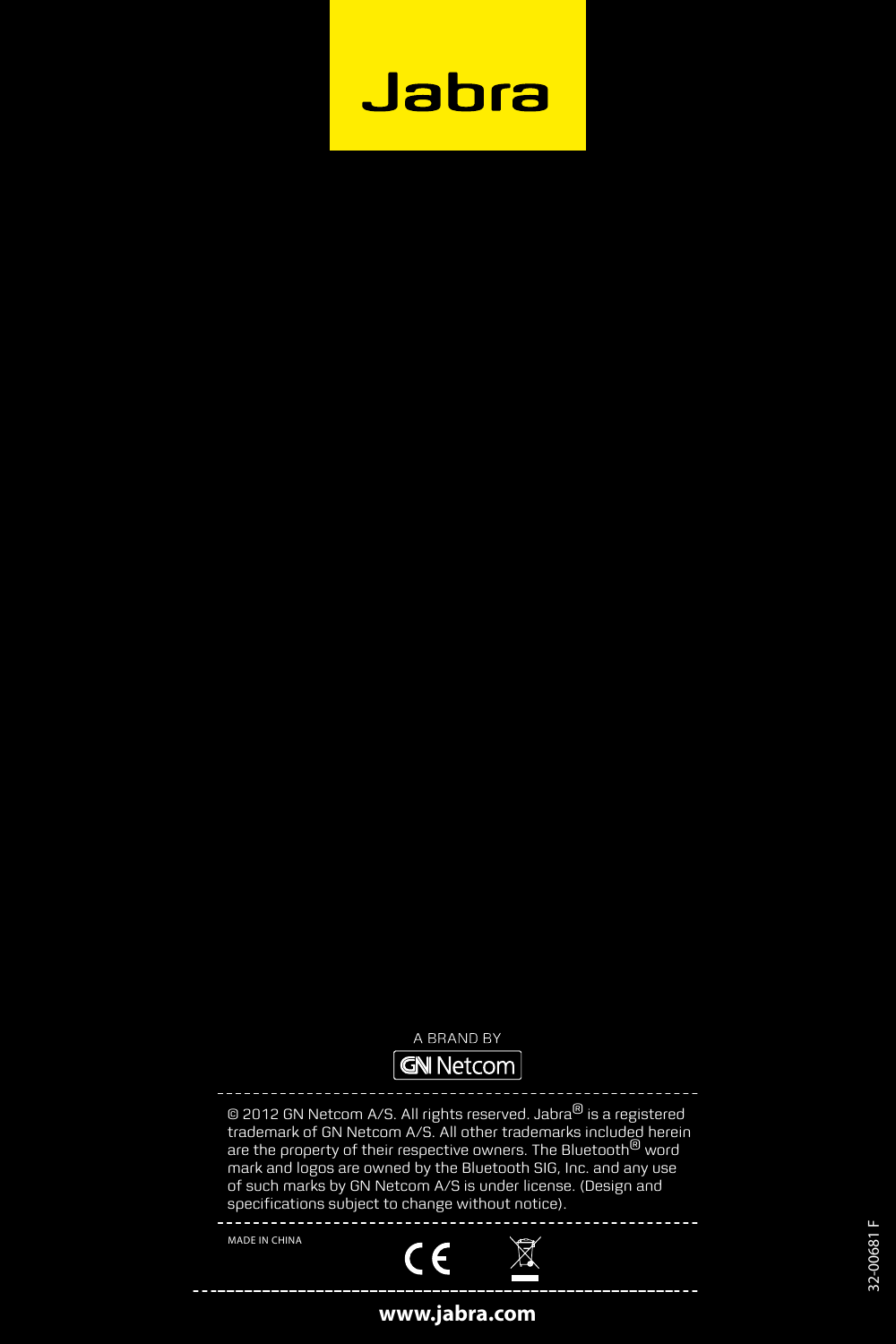Jabra

A BRAND BY

GN Netcom

© 2012 GN Netcom A/S. All rights reserved. Jabra® is a registered trademark of GN Netcom A/S. All other trademarks included herein are the property of their respective owners. The Bluetooth® word mark and logos are owned by the Bluetooth SIG, Inc. and any use of such marks by GN Netcom A/S is under license. (Design and specifications subject to change without notice).

MADE IN CHINA

CE

**www.jabra.com**

32-00681 F